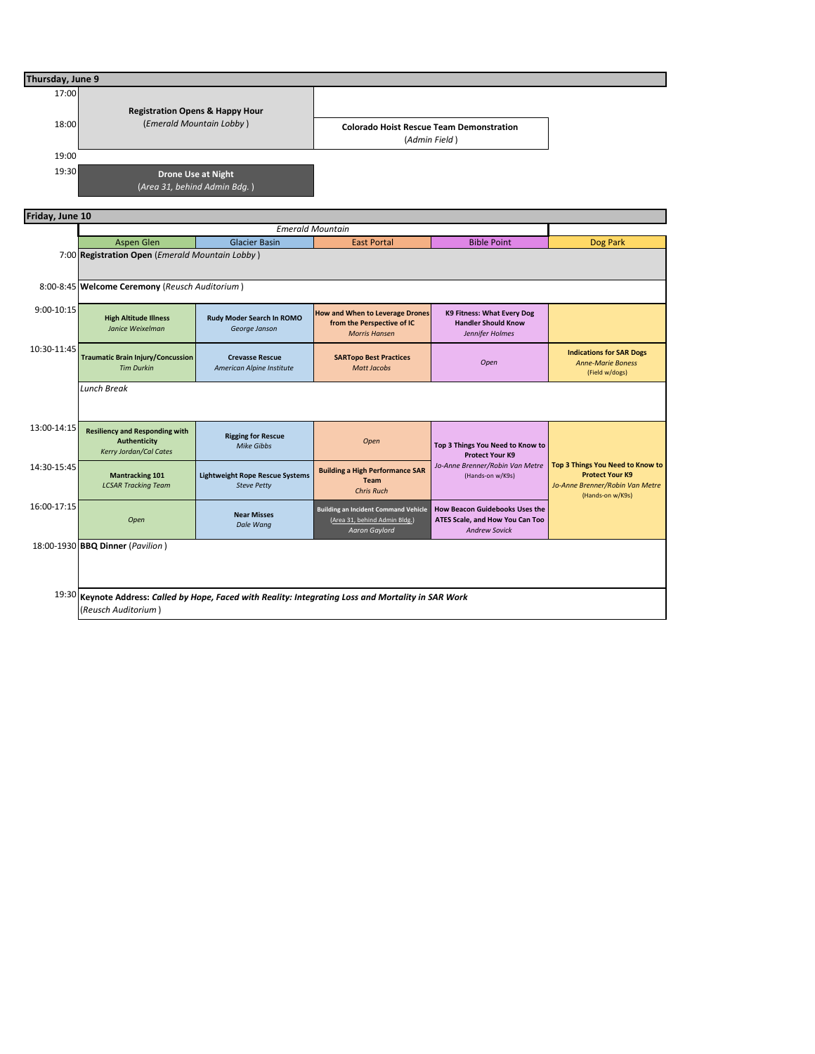## Thursday, June 9

| Time | | |
|---|---|---|
| 17:00–19:00 | **Registration Opens & Happy Hour** (*Emerald Mountain Lobby*) | |
| 18:00 | | **Colorado Hoist Rescue Team Demonstration** (*Admin Field*) |
| 19:30 | **Drone Use at Night** (*Area 31, behind Admin Bdg.*) | |

## Friday, June 10

| Time | Emerald Mountain: Aspen Glen | Emerald Mountain: Glacier Basin | Emerald Mountain: East Portal | Emerald Mountain: Bible Point | Dog Park |
|---|---|---|---|---|---|
| 7:00 | **Registration Open** (*Emerald Mountain Lobby*) | | | | |
| 8:00-8:45 | **Welcome Ceremony** (*Reusch Auditorium*) | | | | |
| 9:00-10:15 | **High Altitude Illness** *Janice Weixelman* | **Rudy Moder Search In ROMO** *George Janson* | **How and When to Leverage Drones from the Perspective of IC** *Morris Hansen* | **K9 Fitness: What Every Dog Handler Should Know** *Jennifer Holmes* | |
| 10:30-11:45 | **Traumatic Brain Injury/Concussion** *Tim Durkin* | **Crevasse Rescue** *American Alpine Institute* | **SARTopo Best Practices** *Matt Jacobs* | *Open* | **Indications for SAR Dogs** *Anne-Marie Boness* (Field w/dogs) |
| | *Lunch Break* | | | | |
| 13:00-14:15 | **Resiliency and Responding with Authenticity** *Kerry Jordan/Cal Cates* | **Rigging for Rescue** *Mike Gibbs* | *Open* | **Top 3 Things You Need to Know to Protect Your K9** *Jo-Anne Brenner/Robin Van Metre* (Hands-on w/K9s) | **Top 3 Things You Need to Know to Protect Your K9** *Jo-Anne Brenner/Robin Van Metre* (Hands-on w/K9s) |
| 14:30-15:45 | **Mantracking 101** *LCSAR Tracking Team* | **Lightweight Rope Rescue Systems** *Steve Petty* | **Building a High Performance SAR Team** *Chris Ruch* | | |
| 16:00-17:15 | *Open* | **Near Misses** *Dale Wang* | **Building an Incident Command Vehicle** (Area 31, behind Admin Bldg.) *Aaron Gaylord* | **How Beacon Guidebooks Uses the ATES Scale, and How You Can Too** *Andrew Sovick* | |
| 18:00-1930 | **BBQ Dinner** (*Pavilion*) | | | | |
| 19:30 | **Keynote Address:** ***Called by Hope, Faced with Reality: Integrating Loss and Mortality in SAR Work*** (*Reusch Auditorium*) | | | | |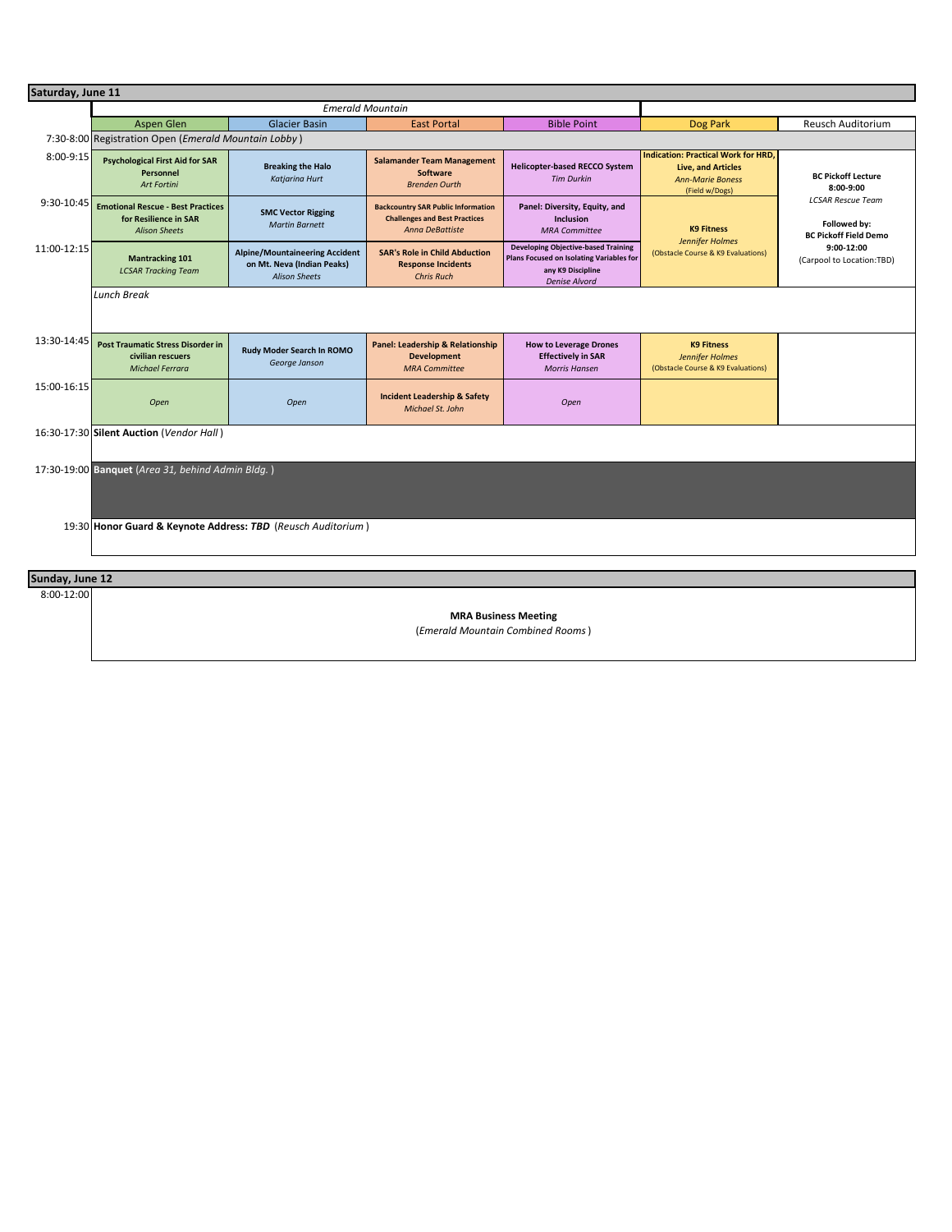## Saturday, June 11

| | Aspen Glen (Emerald Mountain) | Glacier Basin (Emerald Mountain) | East Portal (Emerald Mountain) | Bible Point (Emerald Mountain) | Dog Park | Reusch Auditorium |
|---|---|---|---|---|---|---|
| 7:30-8:00 | Registration Open (*Emerald Mountain Lobby*) | | | | | |
| 8:00-9:15 | **Psychological First Aid for SAR Personnel** *Art Fortini* | **Breaking the Halo** *Katjarina Hurt* | **Salamander Team Management Software** *Brenden Ourth* | **Helicopter-based RECCO System** *Tim Durkin* | **Indication: Practical Work for HRD, Live, and Articles** *Ann-Marie Boness* (Field w/Dogs) | **BC Pickoff Lecture 8:00-9:00** *LCSAR Rescue Team* Followed by: **BC Pickoff Field Demo 9:00-12:00** (Carpool to Location:TBD) |
| 9:30-10:45 | **Emotional Rescue - Best Practices for Resilience in SAR** *Alison Sheets* | **SMC Vector Rigging** *Martin Barnett* | **Backcountry SAR Public Information Challenges and Best Practices** *Anna DeBattiste* | **Panel: Diversity, Equity, and Inclusion** *MRA Committee* | **K9 Fitness** *Jennifer Holmes* (Obstacle Course & K9 Evaluations) | |
| 11:00-12:15 | **Mantracking 101** *LCSAR Tracking Team* | **Alpine/Mountaineering Accident on Mt. Neva (Indian Peaks)** *Alison Sheets* | **SAR's Role in Child Abduction Response Incidents** *Chris Ruch* | **Developing Objective-based Training Plans Focused on Isolating Variables for any K9 Discipline** *Denise Alvord* | | |
| | *Lunch Break* | | | | | |
| 13:30-14:45 | **Post Traumatic Stress Disorder in civilian rescuers** *Michael Ferrara* | **Rudy Moder Search In ROMO** *George Janson* | **Panel: Leadership & Relationship Development** *MRA Committee* | **How to Leverage Drones Effectively in SAR** *Morris Hansen* | **K9 Fitness** *Jennifer Holmes* (Obstacle Course & K9 Evaluations) | |
| 15:00-16:15 | *Open* | *Open* | **Incident Leadership & Safety** *Michael St. John* | *Open* | | |
| 16:30-17:30 | **Silent Auction** (*Vendor Hall*) | | | | | |
| 17:30-19:00 | **Banquet** (*Area 31, behind Admin Bldg.*) | | | | | |
| 19:30 | **Honor Guard & Keynote Address: *TBD*** (*Reusch Auditorium*) | | | | | |

## Sunday, June 12

| | |
|---|---|
| 8:00-12:00 | **MRA Business Meeting** (*Emerald Mountain Combined Rooms*) |